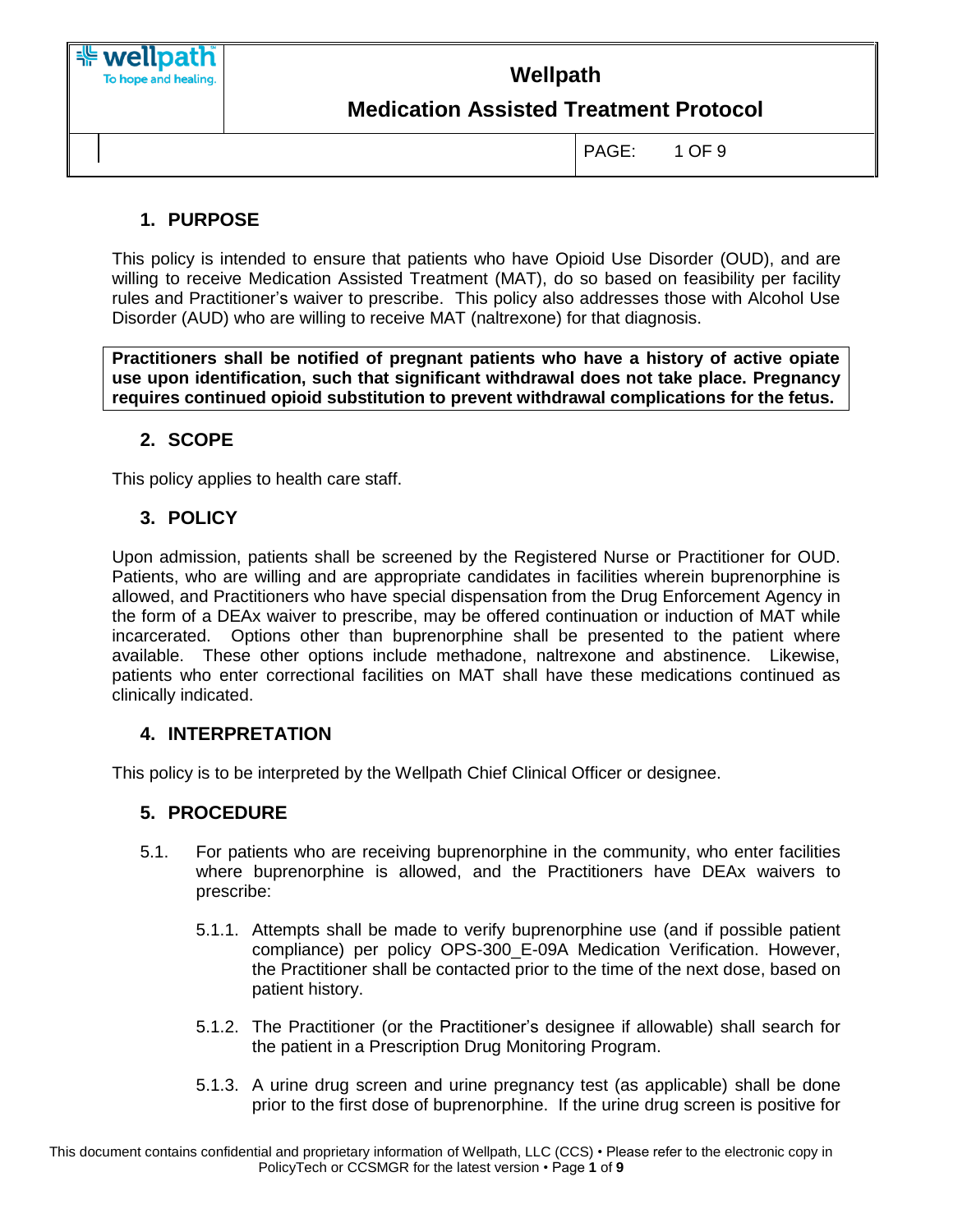# Wellpath

## Medication Assisted Treatment Protocol

### 1. PURPOSE

This policy is intended to ensure that patients who have Opioid Use Disorder (OUD), and are willing to receive Medication Assisted Treatment (MAT), do so based on feasibility per facility rules and Practitioner's waiver to prescribe. This policy also addresses those with Alcohol Use Disorder (AUD) who are willing to receive MAT (naltrexone) for that diagnosis.

**Practitioners shall be notified of pregnant patients who have a history of active opiate use upon identification, such that significant withdrawal does not take place. Pregnancy requires continued opioid substitution to prevent withdrawal complications for the fetus.**

### 2. SCOPE

This policy applies to health care staff.

### 3. POLICY

Upon admission, patients shall be screened by the Registered Nurse or Practitioner for OUD. Patients, who are willing and are appropriate candidates in facilities wherein buprenorphine is allowed, and Practitioners who have special dispensation from the Drug Enforcement Agency in the form of a DEAx waiver to prescribe, may be offered continuation or induction of MAT while incarcerated. Options other than buprenorphine shall be presented to the patient where available. These other options include methadone, naltrexone and abstinence. Likewise, patients who enter correctional facilities on MAT shall have these medications continued as clinically indicated.

### 4. INTERPRETATION

This policy is to be interpreted by the Wellpath Chief Clinical Officer or designee.

### 5. PROCEDURE

5.1. For patients who are receiving buprenorphine in the community, who enter facilities where buprenorphine is allowed, and the Practitioners have DEAx waivers to prescribe:

5.1.1. Attempts shall be made to verify buprenorphine use (and if possible patient compliance) per policy OPS-300_E-09A Medication Verification. However, the Practitioner shall be contacted prior to the time of the next dose, based on patient history.

5.1.2. The Practitioner (or the Practitioner's designee if allowable) shall search for the patient in a Prescription Drug Monitoring Program.

5.1.3. A urine drug screen and urine pregnancy test (as applicable) shall be done prior to the first dose of buprenorphine. If the urine drug screen is positive for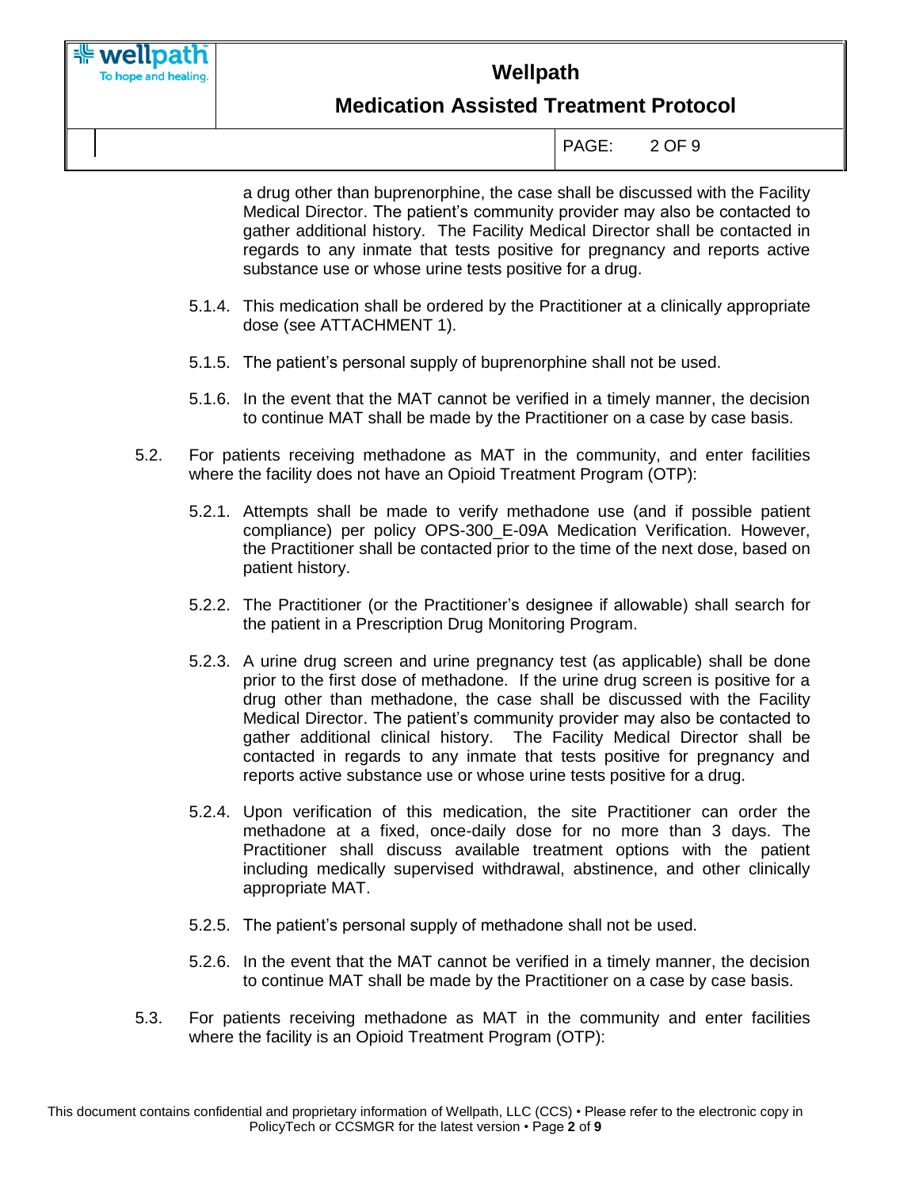a drug other than buprenorphine, the case shall be discussed with the Facility Medical Director. The patient's community provider may also be contacted to gather additional history. The Facility Medical Director shall be contacted in regards to any inmate that tests positive for pregnancy and reports active substance use or whose urine tests positive for a drug.

5.1.4. This medication shall be ordered by the Practitioner at a clinically appropriate dose (see ATTACHMENT 1).

5.1.5. The patient's personal supply of buprenorphine shall not be used.

5.1.6. In the event that the MAT cannot be verified in a timely manner, the decision to continue MAT shall be made by the Practitioner on a case by case basis.

5.2. For patients receiving methadone as MAT in the community, and enter facilities where the facility does not have an Opioid Treatment Program (OTP):

5.2.1. Attempts shall be made to verify methadone use (and if possible patient compliance) per policy OPS-300_E-09A Medication Verification. However, the Practitioner shall be contacted prior to the time of the next dose, based on patient history.

5.2.2. The Practitioner (or the Practitioner's designee if allowable) shall search for the patient in a Prescription Drug Monitoring Program.

5.2.3. A urine drug screen and urine pregnancy test (as applicable) shall be done prior to the first dose of methadone. If the urine drug screen is positive for a drug other than methadone, the case shall be discussed with the Facility Medical Director. The patient's community provider may also be contacted to gather additional clinical history. The Facility Medical Director shall be contacted in regards to any inmate that tests positive for pregnancy and reports active substance use or whose urine tests positive for a drug.

5.2.4. Upon verification of this medication, the site Practitioner can order the methadone at a fixed, once-daily dose for no more than 3 days. The Practitioner shall discuss available treatment options with the patient including medically supervised withdrawal, abstinence, and other clinically appropriate MAT.

5.2.5. The patient's personal supply of methadone shall not be used.

5.2.6. In the event that the MAT cannot be verified in a timely manner, the decision to continue MAT shall be made by the Practitioner on a case by case basis.

5.3. For patients receiving methadone as MAT in the community and enter facilities where the facility is an Opioid Treatment Program (OTP):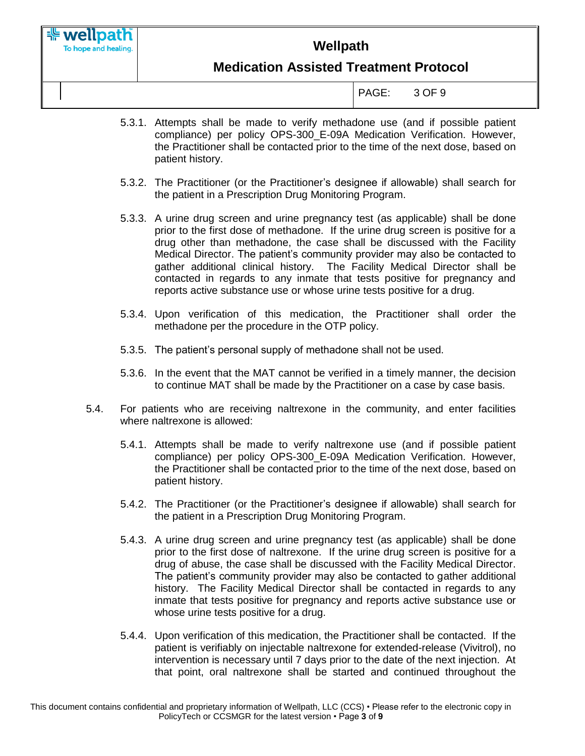5.3.1. Attempts shall be made to verify methadone use (and if possible patient compliance) per policy OPS-300_E-09A Medication Verification. However, the Practitioner shall be contacted prior to the time of the next dose, based on patient history.

5.3.2. The Practitioner (or the Practitioner's designee if allowable) shall search for the patient in a Prescription Drug Monitoring Program.

5.3.3. A urine drug screen and urine pregnancy test (as applicable) shall be done prior to the first dose of methadone. If the urine drug screen is positive for a drug other than methadone, the case shall be discussed with the Facility Medical Director. The patient's community provider may also be contacted to gather additional clinical history. The Facility Medical Director shall be contacted in regards to any inmate that tests positive for pregnancy and reports active substance use or whose urine tests positive for a drug.

5.3.4. Upon verification of this medication, the Practitioner shall order the methadone per the procedure in the OTP policy.

5.3.5. The patient's personal supply of methadone shall not be used.

5.3.6. In the event that the MAT cannot be verified in a timely manner, the decision to continue MAT shall be made by the Practitioner on a case by case basis.

5.4. For patients who are receiving naltrexone in the community, and enter facilities where naltrexone is allowed:

5.4.1. Attempts shall be made to verify naltrexone use (and if possible patient compliance) per policy OPS-300_E-09A Medication Verification. However, the Practitioner shall be contacted prior to the time of the next dose, based on patient history.

5.4.2. The Practitioner (or the Practitioner's designee if allowable) shall search for the patient in a Prescription Drug Monitoring Program.

5.4.3. A urine drug screen and urine pregnancy test (as applicable) shall be done prior to the first dose of naltrexone. If the urine drug screen is positive for a drug of abuse, the case shall be discussed with the Facility Medical Director. The patient's community provider may also be contacted to gather additional history. The Facility Medical Director shall be contacted in regards to any inmate that tests positive for pregnancy and reports active substance use or whose urine tests positive for a drug.

5.4.4. Upon verification of this medication, the Practitioner shall be contacted. If the patient is verifiably on injectable naltrexone for extended-release (Vivitrol), no intervention is necessary until 7 days prior to the date of the next injection. At that point, oral naltrexone shall be started and continued throughout the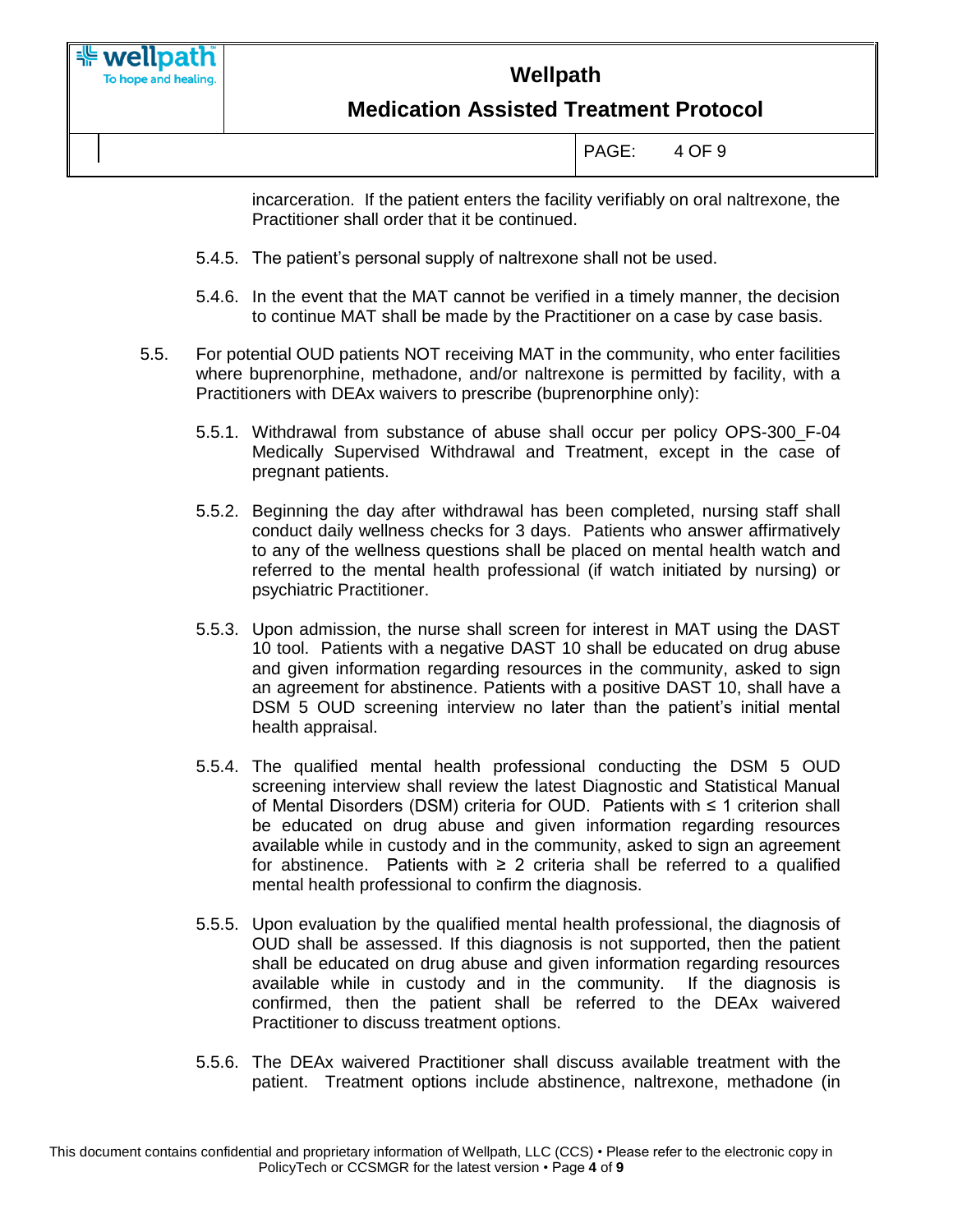incarceration. If the patient enters the facility verifiably on oral naltrexone, the Practitioner shall order that it be continued.

5.4.5. The patient's personal supply of naltrexone shall not be used.

5.4.6. In the event that the MAT cannot be verified in a timely manner, the decision to continue MAT shall be made by the Practitioner on a case by case basis.

5.5. For potential OUD patients NOT receiving MAT in the community, who enter facilities where buprenorphine, methadone, and/or naltrexone is permitted by facility, with a Practitioners with DEAx waivers to prescribe (buprenorphine only):

5.5.1. Withdrawal from substance of abuse shall occur per policy OPS-300_F-04 Medically Supervised Withdrawal and Treatment, except in the case of pregnant patients.

5.5.2. Beginning the day after withdrawal has been completed, nursing staff shall conduct daily wellness checks for 3 days. Patients who answer affirmatively to any of the wellness questions shall be placed on mental health watch and referred to the mental health professional (if watch initiated by nursing) or psychiatric Practitioner.

5.5.3. Upon admission, the nurse shall screen for interest in MAT using the DAST 10 tool. Patients with a negative DAST 10 shall be educated on drug abuse and given information regarding resources in the community, asked to sign an agreement for abstinence. Patients with a positive DAST 10, shall have a DSM 5 OUD screening interview no later than the patient's initial mental health appraisal.

5.5.4. The qualified mental health professional conducting the DSM 5 OUD screening interview shall review the latest Diagnostic and Statistical Manual of Mental Disorders (DSM) criteria for OUD. Patients with ≤ 1 criterion shall be educated on drug abuse and given information regarding resources available while in custody and in the community, asked to sign an agreement for abstinence. Patients with ≥ 2 criteria shall be referred to a qualified mental health professional to confirm the diagnosis.

5.5.5. Upon evaluation by the qualified mental health professional, the diagnosis of OUD shall be assessed. If this diagnosis is not supported, then the patient shall be educated on drug abuse and given information regarding resources available while in custody and in the community. If the diagnosis is confirmed, then the patient shall be referred to the DEAx waivered Practitioner to discuss treatment options.

5.5.6. The DEAx waivered Practitioner shall discuss available treatment with the patient. Treatment options include abstinence, naltrexone, methadone (in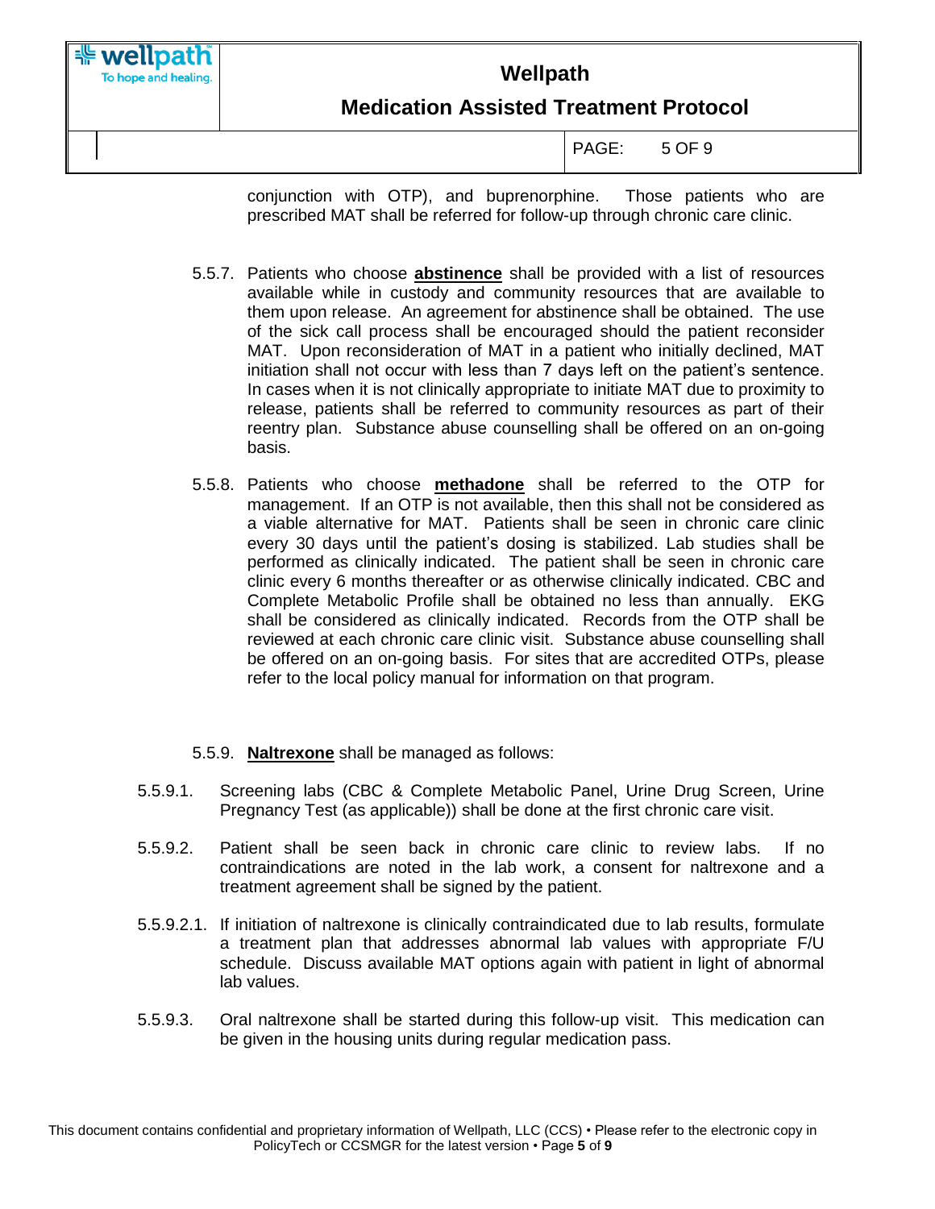conjunction with OTP), and buprenorphine. Those patients who are prescribed MAT shall be referred for follow-up through chronic care clinic.

5.5.7. Patients who choose **abstinence** shall be provided with a list of resources available while in custody and community resources that are available to them upon release. An agreement for abstinence shall be obtained. The use of the sick call process shall be encouraged should the patient reconsider MAT. Upon reconsideration of MAT in a patient who initially declined, MAT initiation shall not occur with less than 7 days left on the patient's sentence. In cases when it is not clinically appropriate to initiate MAT due to proximity to release, patients shall be referred to community resources as part of their reentry plan. Substance abuse counselling shall be offered on an on-going basis.

5.5.8. Patients who choose **methadone** shall be referred to the OTP for management. If an OTP is not available, then this shall not be considered as a viable alternative for MAT. Patients shall be seen in chronic care clinic every 30 days until the patient's dosing is stabilized. Lab studies shall be performed as clinically indicated. The patient shall be seen in chronic care clinic every 6 months thereafter or as otherwise clinically indicated. CBC and Complete Metabolic Profile shall be obtained no less than annually. EKG shall be considered as clinically indicated. Records from the OTP shall be reviewed at each chronic care clinic visit. Substance abuse counselling shall be offered on an on-going basis. For sites that are accredited OTPs, please refer to the local policy manual for information on that program.

5.5.9. **Naltrexone** shall be managed as follows:

5.5.9.1. Screening labs (CBC & Complete Metabolic Panel, Urine Drug Screen, Urine Pregnancy Test (as applicable)) shall be done at the first chronic care visit.

5.5.9.2. Patient shall be seen back in chronic care clinic to review labs. If no contraindications are noted in the lab work, a consent for naltrexone and a treatment agreement shall be signed by the patient.

5.5.9.2.1. If initiation of naltrexone is clinically contraindicated due to lab results, formulate a treatment plan that addresses abnormal lab values with appropriate F/U schedule. Discuss available MAT options again with patient in light of abnormal lab values.

5.5.9.3. Oral naltrexone shall be started during this follow-up visit. This medication can be given in the housing units during regular medication pass.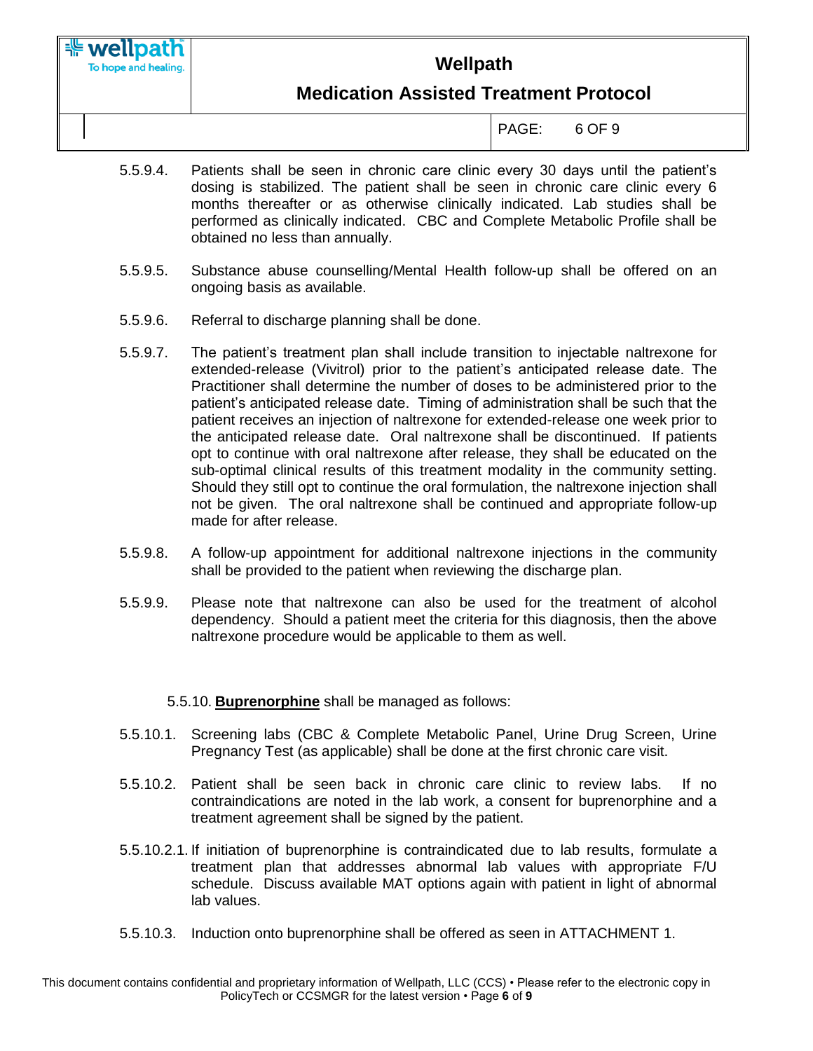5.5.9.4. Patients shall be seen in chronic care clinic every 30 days until the patient's dosing is stabilized. The patient shall be seen in chronic care clinic every 6 months thereafter or as otherwise clinically indicated. Lab studies shall be performed as clinically indicated. CBC and Complete Metabolic Profile shall be obtained no less than annually.

5.5.9.5. Substance abuse counselling/Mental Health follow-up shall be offered on an ongoing basis as available.

5.5.9.6. Referral to discharge planning shall be done.

5.5.9.7. The patient's treatment plan shall include transition to injectable naltrexone for extended-release (Vivitrol) prior to the patient's anticipated release date. The Practitioner shall determine the number of doses to be administered prior to the patient's anticipated release date. Timing of administration shall be such that the patient receives an injection of naltrexone for extended-release one week prior to the anticipated release date. Oral naltrexone shall be discontinued. If patients opt to continue with oral naltrexone after release, they shall be educated on the sub-optimal clinical results of this treatment modality in the community setting. Should they still opt to continue the oral formulation, the naltrexone injection shall not be given. The oral naltrexone shall be continued and appropriate follow-up made for after release.

5.5.9.8. A follow-up appointment for additional naltrexone injections in the community shall be provided to the patient when reviewing the discharge plan.

5.5.9.9. Please note that naltrexone can also be used for the treatment of alcohol dependency. Should a patient meet the criteria for this diagnosis, then the above naltrexone procedure would be applicable to them as well.

5.5.10. **Buprenorphine** shall be managed as follows:

5.5.10.1. Screening labs (CBC & Complete Metabolic Panel, Urine Drug Screen, Urine Pregnancy Test (as applicable) shall be done at the first chronic care visit.

5.5.10.2. Patient shall be seen back in chronic care clinic to review labs. If no contraindications are noted in the lab work, a consent for buprenorphine and a treatment agreement shall be signed by the patient.

5.5.10.2.1. If initiation of buprenorphine is contraindicated due to lab results, formulate a treatment plan that addresses abnormal lab values with appropriate F/U schedule. Discuss available MAT options again with patient in light of abnormal lab values.

5.5.10.3. Induction onto buprenorphine shall be offered as seen in ATTACHMENT 1.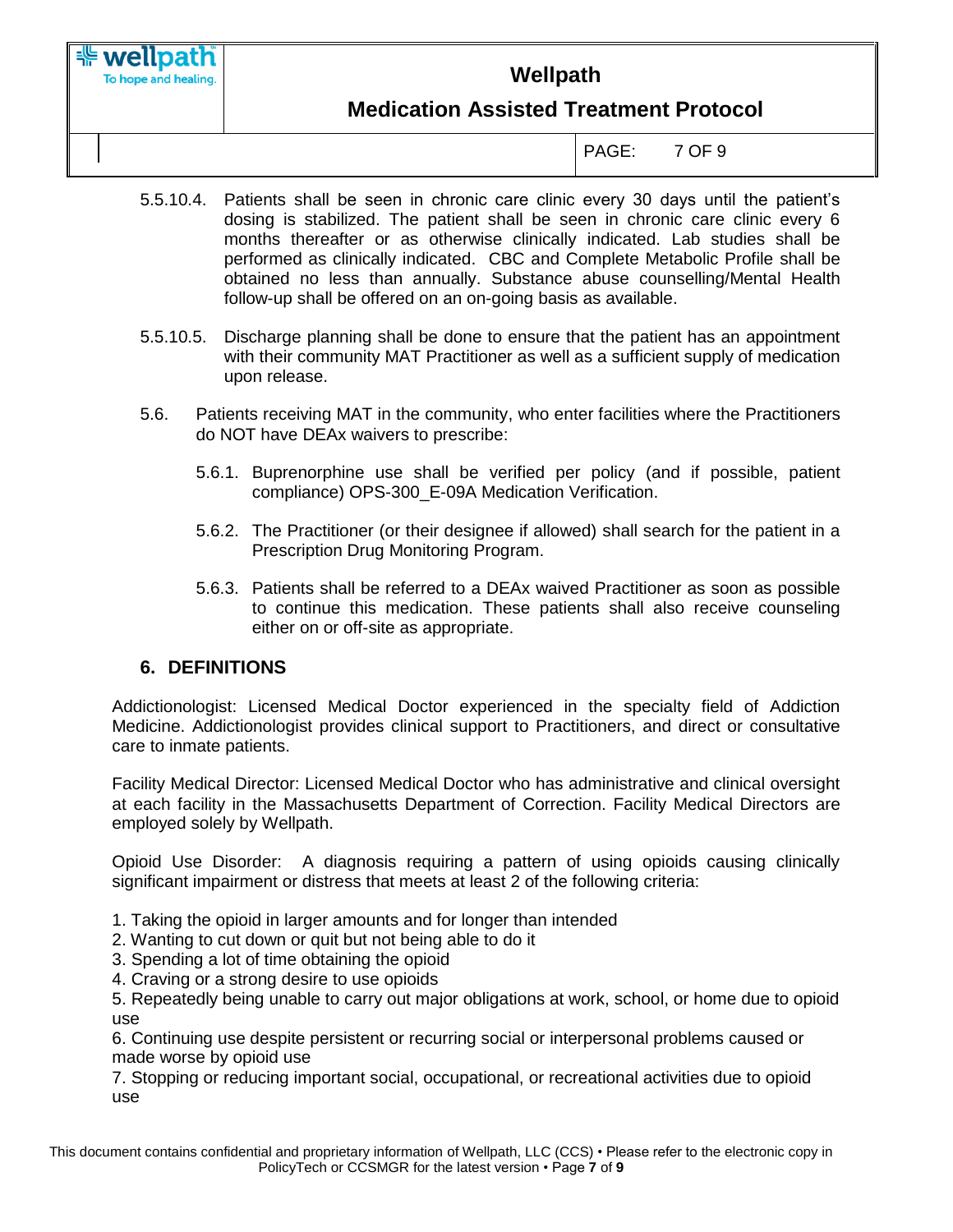5.5.10.4. Patients shall be seen in chronic care clinic every 30 days until the patient's dosing is stabilized. The patient shall be seen in chronic care clinic every 6 months thereafter or as otherwise clinically indicated. Lab studies shall be performed as clinically indicated. CBC and Complete Metabolic Profile shall be obtained no less than annually. Substance abuse counselling/Mental Health follow-up shall be offered on an on-going basis as available.

5.5.10.5. Discharge planning shall be done to ensure that the patient has an appointment with their community MAT Practitioner as well as a sufficient supply of medication upon release.

5.6. Patients receiving MAT in the community, who enter facilities where the Practitioners do NOT have DEAx waivers to prescribe:

5.6.1. Buprenorphine use shall be verified per policy (and if possible, patient compliance) OPS-300_E-09A Medication Verification.

5.6.2. The Practitioner (or their designee if allowed) shall search for the patient in a Prescription Drug Monitoring Program.

5.6.3. Patients shall be referred to a DEAx waived Practitioner as soon as possible to continue this medication. These patients shall also receive counseling either on or off-site as appropriate.

## 6. DEFINITIONS

Addictionologist: Licensed Medical Doctor experienced in the specialty field of Addiction Medicine. Addictionologist provides clinical support to Practitioners, and direct or consultative care to inmate patients.

Facility Medical Director: Licensed Medical Doctor who has administrative and clinical oversight at each facility in the Massachusetts Department of Correction. Facility Medical Directors are employed solely by Wellpath.

Opioid Use Disorder: A diagnosis requiring a pattern of using opioids causing clinically significant impairment or distress that meets at least 2 of the following criteria:

1. Taking the opioid in larger amounts and for longer than intended
2. Wanting to cut down or quit but not being able to do it
3. Spending a lot of time obtaining the opioid
4. Craving or a strong desire to use opioids
5. Repeatedly being unable to carry out major obligations at work, school, or home due to opioid use
6. Continuing use despite persistent or recurring social or interpersonal problems caused or made worse by opioid use
7. Stopping or reducing important social, occupational, or recreational activities due to opioid use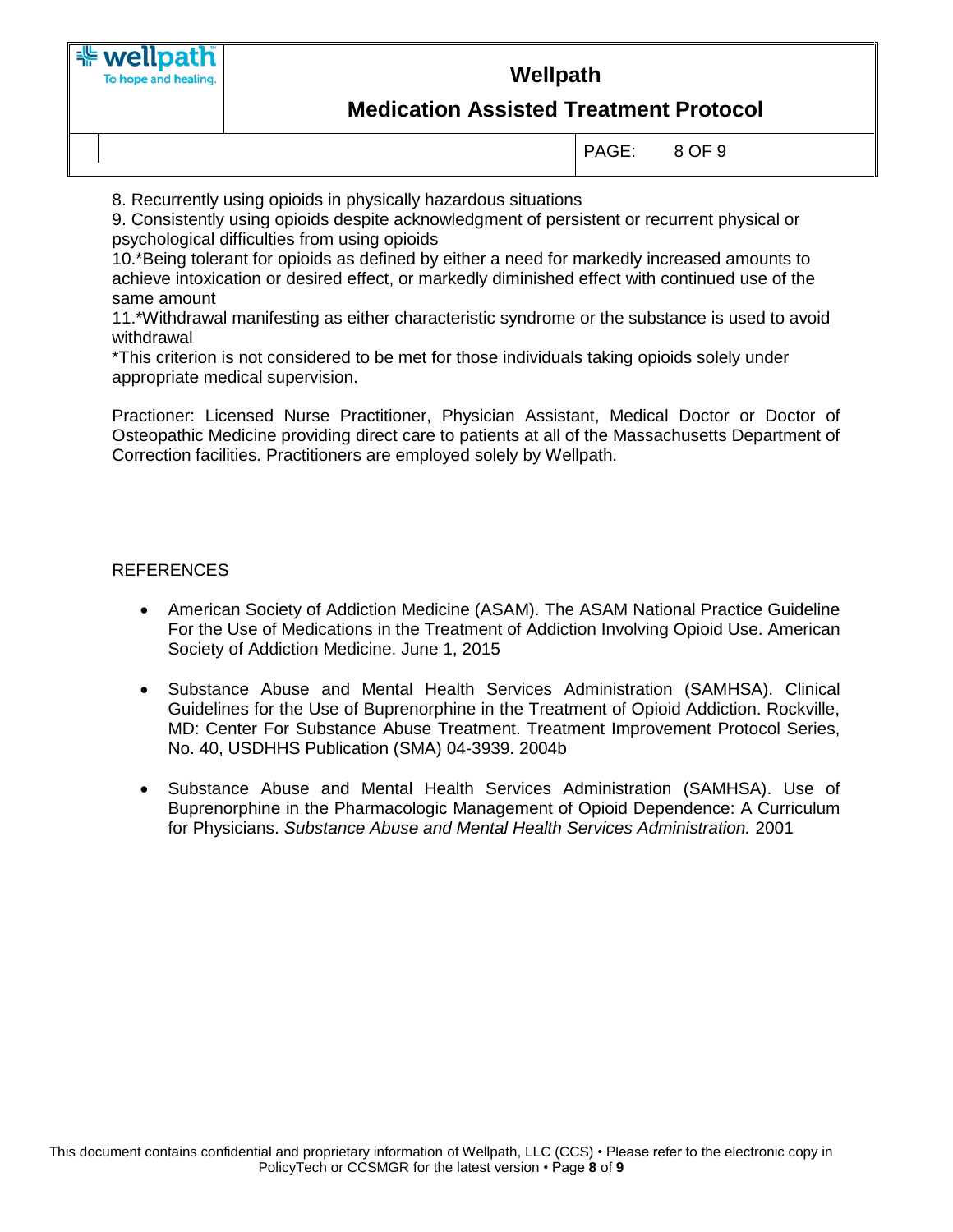8. Recurrently using opioids in physically hazardous situations
9. Consistently using opioids despite acknowledgment of persistent or recurrent physical or psychological difficulties from using opioids
10.*Being tolerant for opioids as defined by either a need for markedly increased amounts to achieve intoxication or desired effect, or markedly diminished effect with continued use of the same amount
11.*Withdrawal manifesting as either characteristic syndrome or the substance is used to avoid withdrawal

*This criterion is not considered to be met for those individuals taking opioids solely under appropriate medical supervision.

Practioner: Licensed Nurse Practitioner, Physician Assistant, Medical Doctor or Doctor of Osteopathic Medicine providing direct care to patients at all of the Massachusetts Department of Correction facilities. Practitioners are employed solely by Wellpath.

REFERENCES

- American Society of Addiction Medicine (ASAM). The ASAM National Practice Guideline For the Use of Medications in the Treatment of Addiction Involving Opioid Use. American Society of Addiction Medicine. June 1, 2015

- Substance Abuse and Mental Health Services Administration (SAMHSA). Clinical Guidelines for the Use of Buprenorphine in the Treatment of Opioid Addiction. Rockville, MD: Center For Substance Abuse Treatment. Treatment Improvement Protocol Series, No. 40, USDHHS Publication (SMA) 04-3939. 2004b

- Substance Abuse and Mental Health Services Administration (SAMHSA). Use of Buprenorphine in the Pharmacologic Management of Opioid Dependence: A Curriculum for Physicians. *Substance Abuse and Mental Health Services Administration.* 2001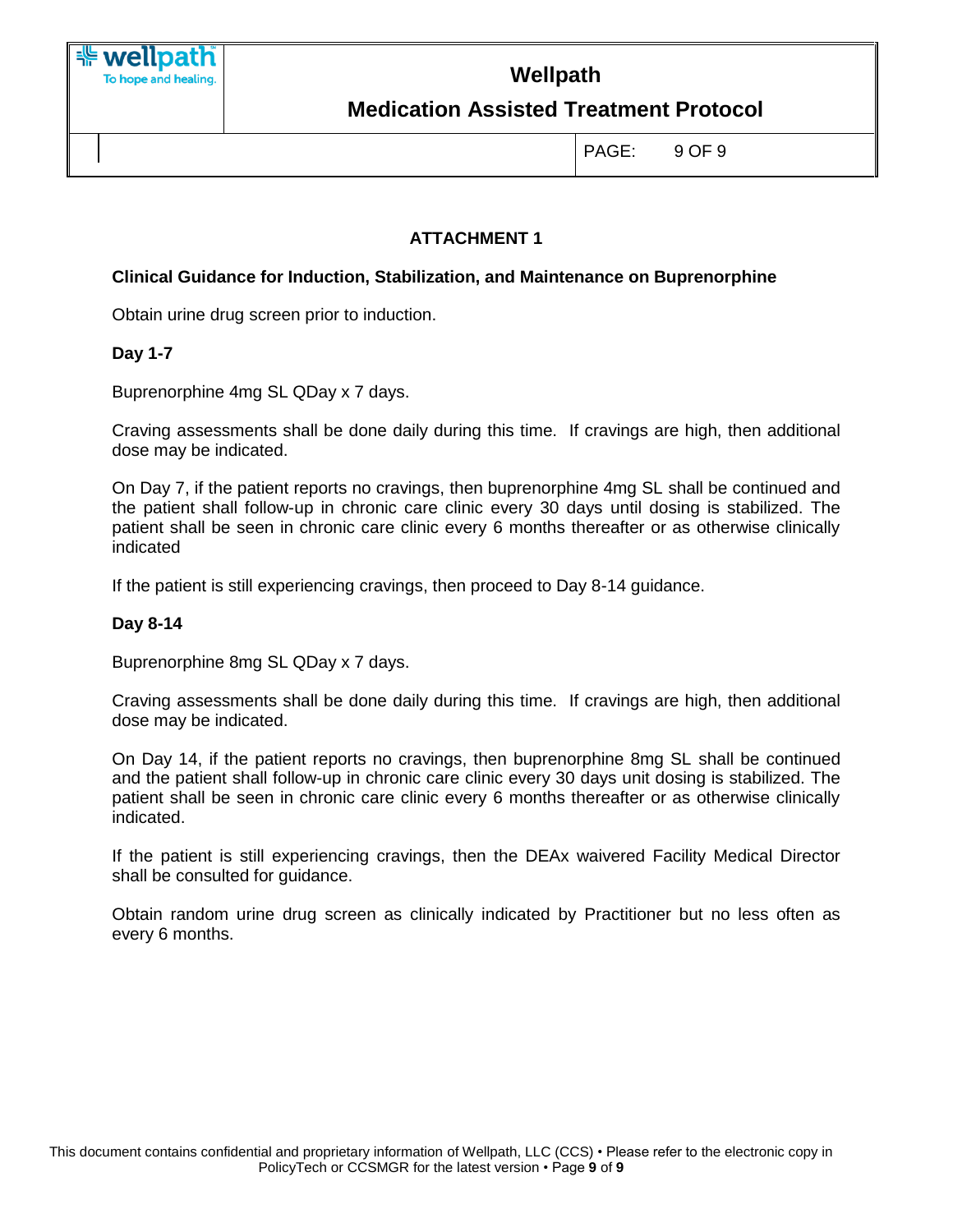## ATTACHMENT 1

**Clinical Guidance for Induction, Stabilization, and Maintenance on Buprenorphine**

Obtain urine drug screen prior to induction.

**Day 1-7**

Buprenorphine 4mg SL QDay x 7 days.

Craving assessments shall be done daily during this time. If cravings are high, then additional dose may be indicated.

On Day 7, if the patient reports no cravings, then buprenorphine 4mg SL shall be continued and the patient shall follow-up in chronic care clinic every 30 days until dosing is stabilized. The patient shall be seen in chronic care clinic every 6 months thereafter or as otherwise clinically indicated

If the patient is still experiencing cravings, then proceed to Day 8-14 guidance.

**Day 8-14**

Buprenorphine 8mg SL QDay x 7 days.

Craving assessments shall be done daily during this time. If cravings are high, then additional dose may be indicated.

On Day 14, if the patient reports no cravings, then buprenorphine 8mg SL shall be continued and the patient shall follow-up in chronic care clinic every 30 days unit dosing is stabilized. The patient shall be seen in chronic care clinic every 6 months thereafter or as otherwise clinically indicated.

If the patient is still experiencing cravings, then the DEAx waivered Facility Medical Director shall be consulted for guidance.

Obtain random urine drug screen as clinically indicated by Practitioner but no less often as every 6 months.